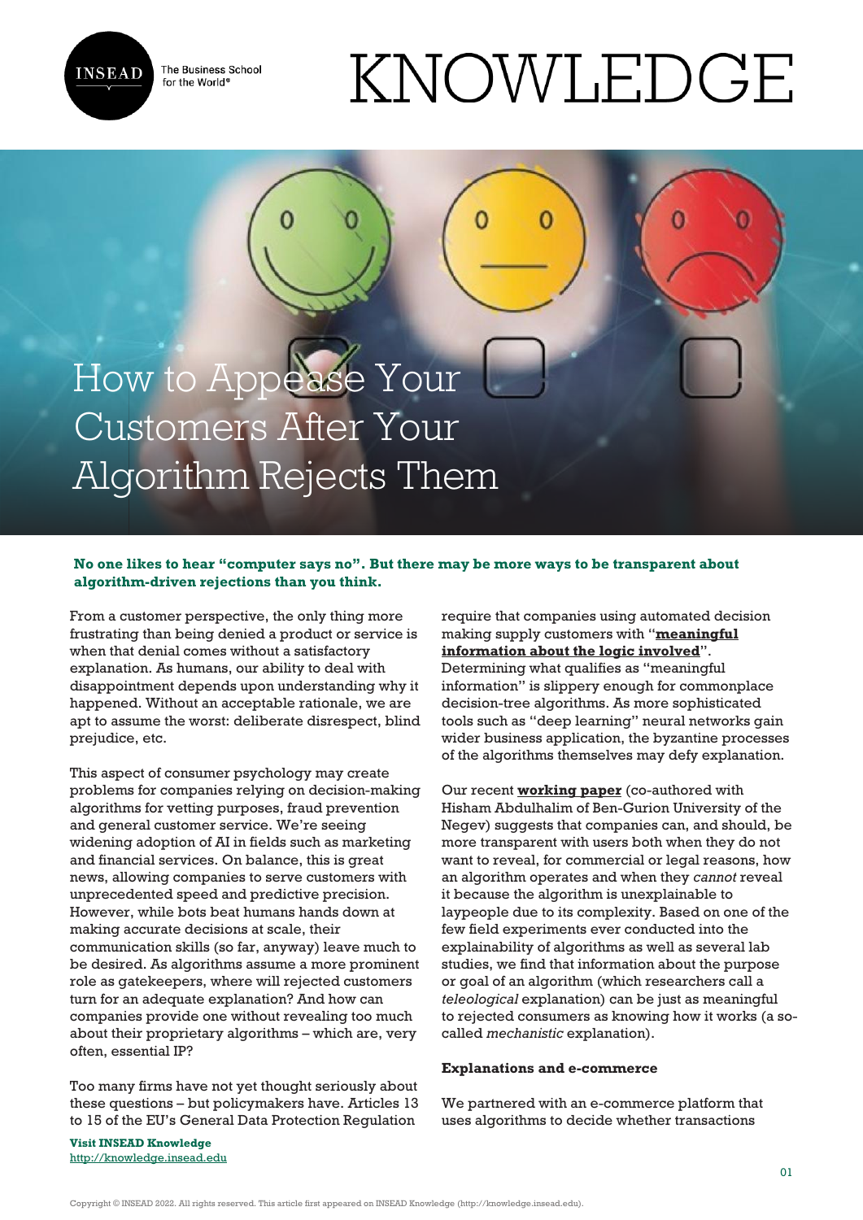# How to Appease Your Customers After Your Algorithm Rejects Them

**No one likes to hear "computer says no". But there may be more ways to be transparent about algorithm-driven rejections than you think.**

From a customer perspective, the only thing more frustrating than being denied a product or service is when that denial comes without a satisfactory explanation. As humans, our ability to deal with disappointment depends upon understanding why it happened. Without an acceptable rationale, we are apt to assume the worst: deliberate disrespect, blind prejudice, etc.

This aspect of consumer psychology may create problems for companies relying on decision-making algorithms for vetting purposes, fraud prevention and general customer service. We're seeing widening adoption of AI in fields such as marketing and financial services. On balance, this is great news, allowing companies to serve customers with unprecedented speed and predictive precision. However, while bots beat humans hands down at making accurate decisions at scale, their communication skills (so far, anyway) leave much to be desired. As algorithms assume a more prominent role as gatekeepers, where will rejected customers turn for an adequate explanation? And how can companies provide one without revealing too much about their proprietary algorithms – which are, very often, essential IP?

Too many firms have not yet thought seriously about these questions – but policymakers have. Articles 13 to 15 of the EU's General Data Protection Regulation require that companies using automated decision making supply customers with "**meaningful information about the logic involved**". Determining what qualifies as "meaningful information" is slippery enough for commonplace decision-tree algorithms. As more sophisticated tools such as "deep learning" neural networks gain wider business application, the byzantine processes of the algorithms themselves may defy explanation.

Our recent **working paper** (co-authored with Hisham Abdulhalim of Ben-Gurion University of the Negev) suggests that companies can, and should, be more transparent with users both when they do not want to reveal, for commercial or legal reasons, how an algorithm operates and when they *cannot* reveal it because the algorithm is unexplainable to laypeople due to its complexity. Based on one of the few field experiments ever conducted into the explainability of algorithms as well as several lab studies, we find that information about the purpose or goal of an algorithm (which researchers call a *teleological* explanation) can be just as meaningful to rejected consumers as knowing how it works (a so-called *mechanistic* explanation).

### Explanations and e-commerce

We partnered with an e-commerce platform that uses algorithms to decide whether transactions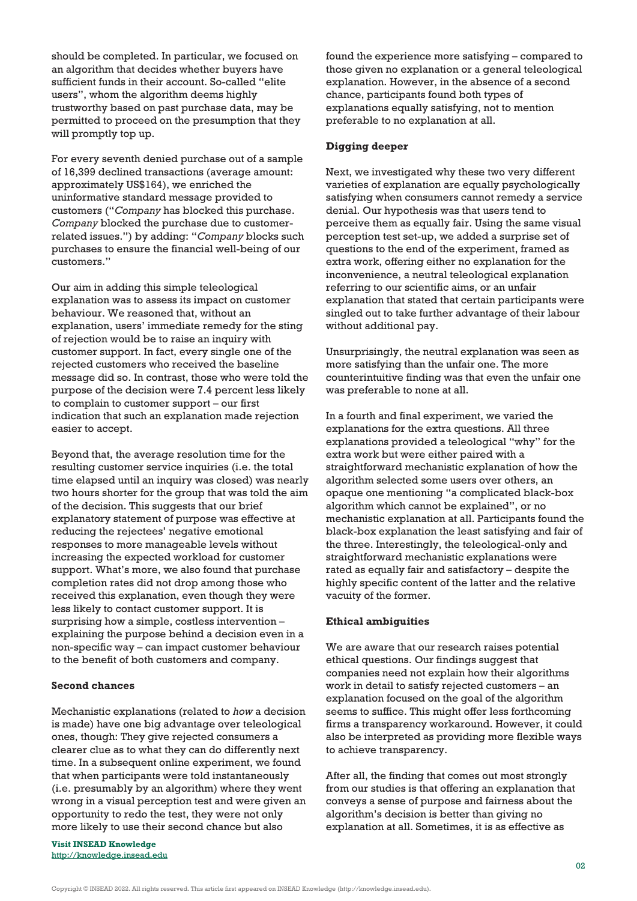should be completed. In particular, we focused on an algorithm that decides whether buyers have sufficient funds in their account. So-called "elite users", whom the algorithm deems highly trustworthy based on past purchase data, may be permitted to proceed on the presumption that they will promptly top up.

For every seventh denied purchase out of a sample of 16,399 declined transactions (average amount: approximately US$164), we enriched the uninformative standard message provided to customers ("*Company* has blocked this purchase. *Company* blocked the purchase due to customer-related issues.") by adding: "*Company* blocks such purchases to ensure the financial well-being of our customers."

Our aim in adding this simple teleological explanation was to assess its impact on customer behaviour. We reasoned that, without an explanation, users' immediate remedy for the sting of rejection would be to raise an inquiry with customer support. In fact, every single one of the rejected customers who received the baseline message did so. In contrast, those who were told the purpose of the decision were 7.4 percent less likely to complain to customer support – our first indication that such an explanation made rejection easier to accept.

Beyond that, the average resolution time for the resulting customer service inquiries (i.e. the total time elapsed until an inquiry was closed) was nearly two hours shorter for the group that was told the aim of the decision. This suggests that our brief explanatory statement of purpose was effective at reducing the rejectees' negative emotional responses to more manageable levels without increasing the expected workload for customer support. What's more, we also found that purchase completion rates did not drop among those who received this explanation, even though they were less likely to contact customer support. It is surprising how a simple, costless intervention – explaining the purpose behind a decision even in a non-specific way – can impact customer behaviour to the benefit of both customers and company.

**Second chances**

Mechanistic explanations (related to *how* a decision is made) have one big advantage over teleological ones, though: They give rejected consumers a clearer clue as to what they can do differently next time. In a subsequent online experiment, we found that when participants were told instantaneously (i.e. presumably by an algorithm) where they went wrong in a visual perception test and were given an opportunity to redo the test, they were not only more likely to use their second chance but also found the experience more satisfying – compared to those given no explanation or a general teleological explanation. However, in the absence of a second chance, participants found both types of explanations equally satisfying, not to mention preferable to no explanation at all.

**Digging deeper**

Next, we investigated why these two very different varieties of explanation are equally psychologically satisfying when consumers cannot remedy a service denial. Our hypothesis was that users tend to perceive them as equally fair. Using the same visual perception test set-up, we added a surprise set of questions to the end of the experiment, framed as extra work, offering either no explanation for the inconvenience, a neutral teleological explanation referring to our scientific aims, or an unfair explanation that stated that certain participants were singled out to take further advantage of their labour without additional pay.

Unsurprisingly, the neutral explanation was seen as more satisfying than the unfair one. The more counterintuitive finding was that even the unfair one was preferable to none at all.

In a fourth and final experiment, we varied the explanations for the extra questions. All three explanations provided a teleological "why" for the extra work but were either paired with a straightforward mechanistic explanation of how the algorithm selected some users over others, an opaque one mentioning "a complicated black-box algorithm which cannot be explained", or no mechanistic explanation at all. Participants found the black-box explanation the least satisfying and fair of the three. Interestingly, the teleological-only and straightforward mechanistic explanations were rated as equally fair and satisfactory – despite the highly specific content of the latter and the relative vacuity of the former.

**Ethical ambiguities**

We are aware that our research raises potential ethical questions. Our findings suggest that companies need not explain how their algorithms work in detail to satisfy rejected customers – an explanation focused on the goal of the algorithm seems to suffice. This might offer less forthcoming firms a transparency workaround. However, it could also be interpreted as providing more flexible ways to achieve transparency.

After all, the finding that comes out most strongly from our studies is that offering an explanation that conveys a sense of purpose and fairness about the algorithm's decision is better than giving no explanation at all. Sometimes, it is as effective as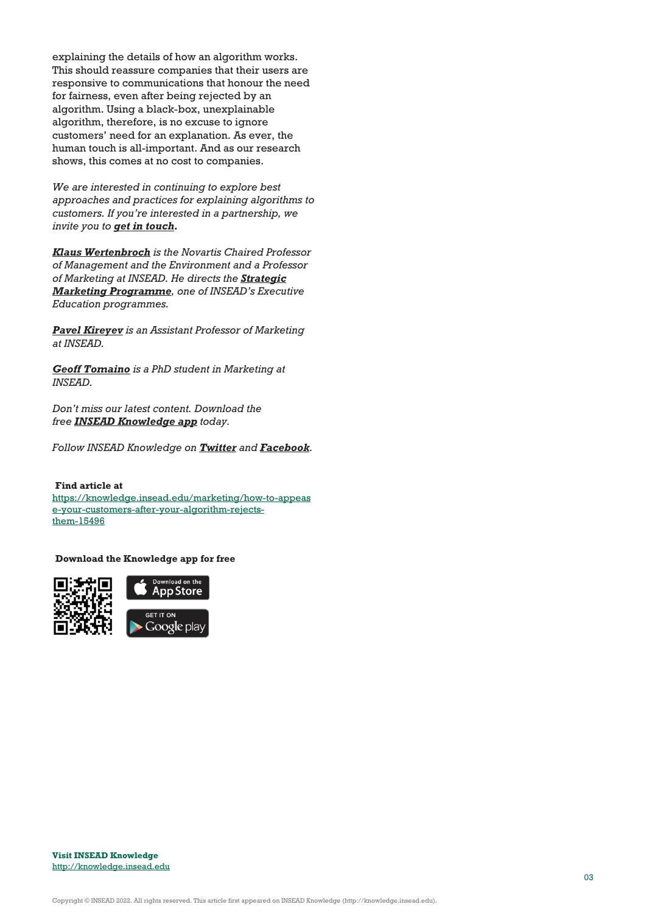explaining the details of how an algorithm works. This should reassure companies that their users are responsive to communications that honour the need for fairness, even after being rejected by an algorithm. Using a black-box, unexplainable algorithm, therefore, is no excuse to ignore customers' need for an explanation. As ever, the human touch is all-important. And as our research shows, this comes at no cost to companies.

*We are interested in continuing to explore best approaches and practices for explaining algorithms to customers. If you're interested in a partnership, we invite you to **get in touch**.*

***Klaus Wertenbroch*** *is the Novartis Chaired Professor of Management and the Environment and a Professor of Marketing at INSEAD. He directs the* ***Strategic Marketing Programme****, one of INSEAD's Executive Education programmes.*

***Pavel Kireyev*** *is an Assistant Professor of Marketing at INSEAD.*

***Geoff Tomaino*** *is a PhD student in Marketing at INSEAD.*

*Don't miss our latest content. Download the free* ***INSEAD Knowledge app*** *today.*

*Follow INSEAD Knowledge on* ***Twitter*** *and* ***Facebook****.*

**Find article at**
https://knowledge.insead.edu/marketing/how-to-appease-your-customers-after-your-algorithm-rejects-them-15496

**Download the Knowledge app for free**

Download on the App Store

GET IT ON Google play

**Visit INSEAD Knowledge**
http://knowledge.insead.edu

Copyright © INSEAD 2022. All rights reserved. This article first appeared on INSEAD Knowledge (http://knowledge.insead.edu).